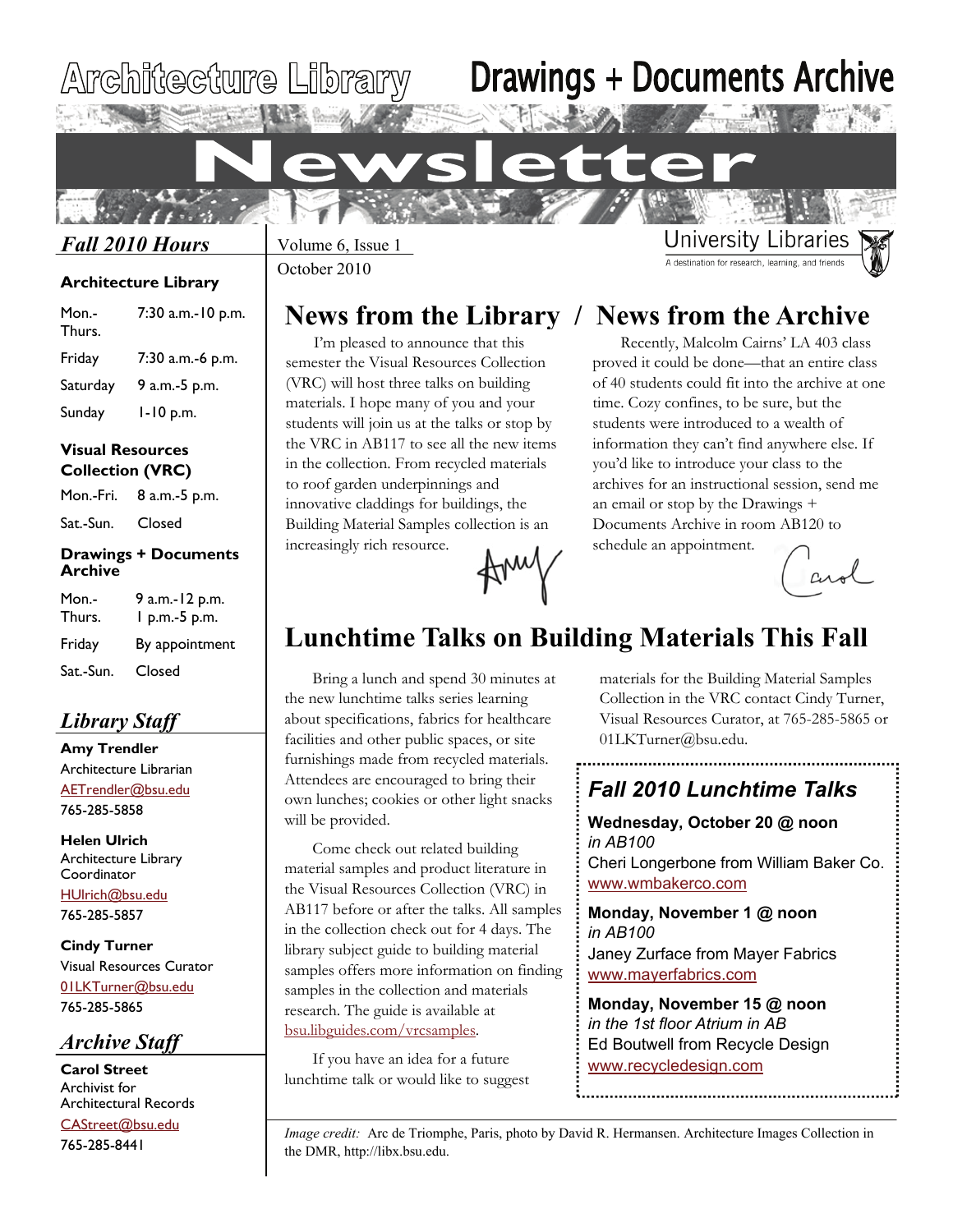# Architecture Library Drawings + Documents Archive Newsletter

Volume 6, Issue 1
October 2010

University Libraries
A destination for research, learning, and friends

## News from the Library

I'm pleased to announce that this semester the Visual Resources Collection (VRC) will host three talks on building materials. I hope many of you and your students will join us at the talks or stop by the VRC in AB117 to see all the new items in the collection. From recycled materials to roof garden underpinnings and innovative claddings for buildings, the Building Material Samples collection is an increasingly rich resource.

Amy

## News from the Archive

Recently, Malcolm Cairns' LA 403 class proved it could be done—that an entire class of 40 students could fit into the archive at one time. Cozy confines, to be sure, but the students were introduced to a wealth of information they can't find anywhere else. If you'd like to introduce your class to the archives for an instructional session, send me an email or stop by the Drawings + Documents Archive in room AB120 to schedule an appointment.

Carol

## Lunchtime Talks on Building Materials This Fall

Bring a lunch and spend 30 minutes at the new lunchtime talks series learning about specifications, fabrics for healthcare facilities and other public spaces, or site furnishings made from recycled materials. Attendees are encouraged to bring their own lunches; cookies or other light snacks will be provided.

Come check out related building material samples and product literature in the Visual Resources Collection (VRC) in AB117 before or after the talks. All samples in the collection check out for 4 days. The library subject guide to building material samples offers more information on finding samples in the collection and materials research. The guide is available at bsu.libguides.com/vrcsamples.

If you have an idea for a future lunchtime talk or would like to suggest materials for the Building Material Samples Collection in the VRC contact Cindy Turner, Visual Resources Curator, at 765-285-5865 or 01LKTurner@bsu.edu.

### *Fall 2010 Lunchtime Talks*

**Wednesday, October 20 @ noon**
*in AB100*
Cheri Longerbone from William Baker Co.
www.wmbakerco.com

**Monday, November 1 @ noon**
*in AB100*
Janey Zurface from Mayer Fabrics
www.mayerfabrics.com

**Monday, November 15 @ noon**
*in the 1st floor Atrium in AB*
Ed Boutwell from Recycle Design
www.recycledesign.com

## *Fall 2010 Hours*

**Architecture Library**

| | |
|---|---|
| Mon.-Thurs. | 7:30 a.m.-10 p.m. |
| Friday | 7:30 a.m.-6 p.m. |
| Saturday | 9 a.m.-5 p.m. |
| Sunday | 1-10 p.m. |

**Visual Resources Collection (VRC)**

| | |
|---|---|
| Mon.-Fri. | 8 a.m.-5 p.m. |
| Sat.-Sun. | Closed |

**Drawings + Documents Archive**

| | |
|---|---|
| Mon.-Thurs. | 9 a.m.-12 p.m. 1 p.m.-5 p.m. |
| Friday | By appointment |
| Sat.-Sun. | Closed |

## *Library Staff*

**Amy Trendler**
Architecture Librarian
AETrendler@bsu.edu
765-285-5858

**Helen Ulrich**
Architecture Library Coordinator
HUlrich@bsu.edu
765-285-5857

**Cindy Turner**
Visual Resources Curator
01LKTurner@bsu.edu
765-285-5865

## *Archive Staff*

**Carol Street**
Archivist for Architectural Records
CAStreet@bsu.edu
765-285-8441

*Image credit:* Arc de Triomphe, Paris, photo by David R. Hermansen. Architecture Images Collection in the DMR, http://libx.bsu.edu.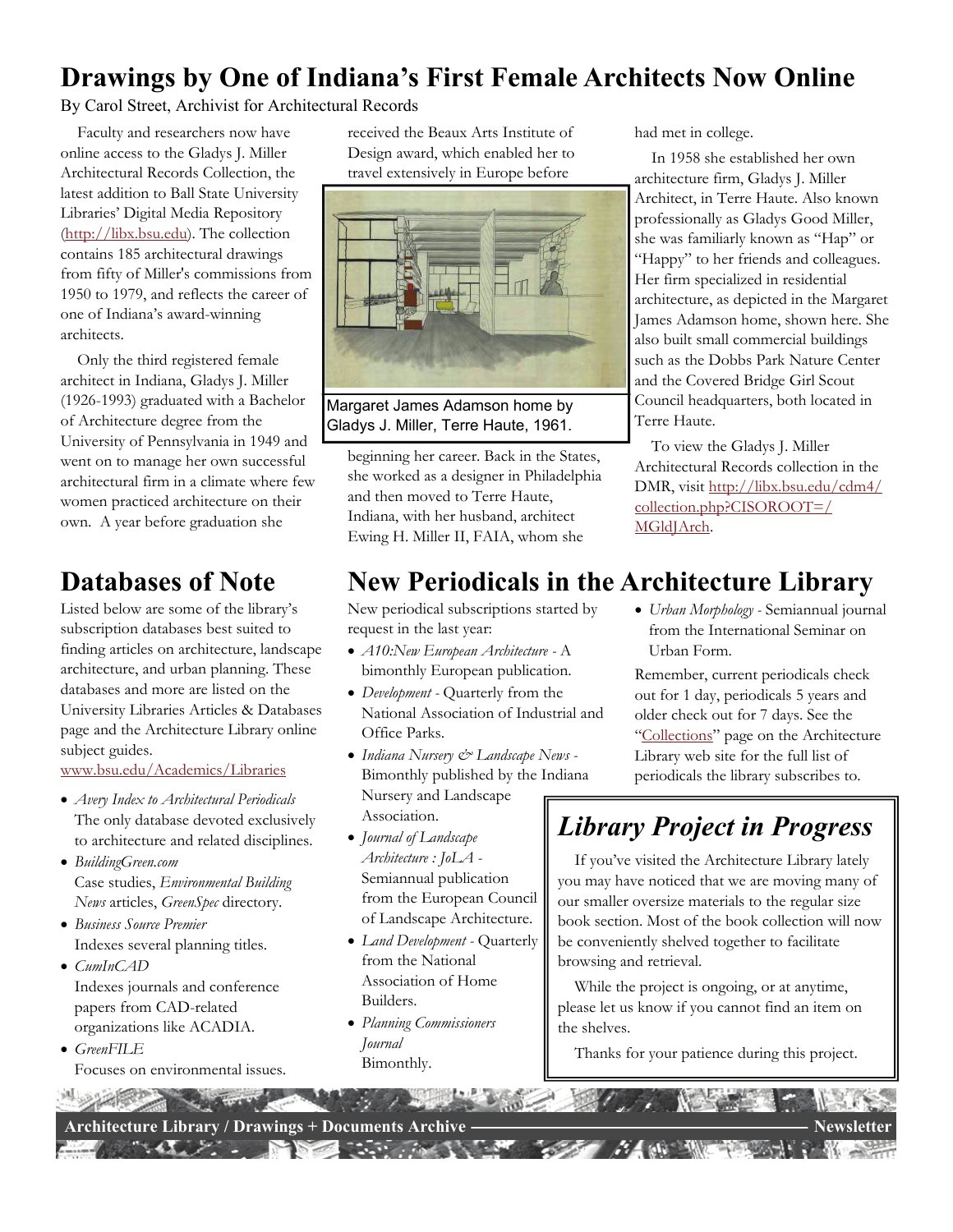# Drawings by One of Indiana's First Female Architects Now Online

By Carol Street, Archivist for Architectural Records

Faculty and researchers now have online access to the Gladys J. Miller Architectural Records Collection, the latest addition to Ball State University Libraries' Digital Media Repository (http://libx.bsu.edu). The collection contains 185 architectural drawings from fifty of Miller's commissions from 1950 to 1979, and reflects the career of one of Indiana's award-winning architects.

Only the third registered female architect in Indiana, Gladys J. Miller (1926-1993) graduated with a Bachelor of Architecture degree from the University of Pennsylvania in 1949 and went on to manage her own successful architectural firm in a climate where few women practiced architecture on their own. A year before graduation she received the Beaux Arts Institute of Design award, which enabled her to travel extensively in Europe before beginning her career. Back in the States, she worked as a designer in Philadelphia and then moved to Terre Haute, Indiana, with her husband, architect Ewing H. Miller II, FAIA, whom she had met in college.

Margaret James Adamson home by Gladys J. Miller, Terre Haute, 1961.

In 1958 she established her own architecture firm, Gladys J. Miller Architect, in Terre Haute. Also known professionally as Gladys Good Miller, she was familiarly known as "Hap" or "Happy" to her friends and colleagues. Her firm specialized in residential architecture, as depicted in the Margaret James Adamson home, shown here. She also built small commercial buildings such as the Dobbs Park Nature Center and the Covered Bridge Girl Scout Council headquarters, both located in Terre Haute.

To view the Gladys J. Miller Architectural Records collection in the DMR, visit http://libx.bsu.edu/cdm4/collection.php?CISOROOT=/MGldJArch.

# Databases of Note

Listed below are some of the library's subscription databases best suited to finding articles on architecture, landscape architecture, and urban planning. These databases and more are listed on the University Libraries Articles & Databases page and the Architecture Library online subject guides.
www.bsu.edu/Academics/Libraries

- *Avery Index to Architectural Periodicals*
  The only database devoted exclusively to architecture and related disciplines.
- *BuildingGreen.com*
  Case studies, *Environmental Building News* articles, *GreenSpec* directory.
- *Business Source Premier*
  Indexes several planning titles.
- *CumInCAD*
  Indexes journals and conference papers from CAD-related organizations like ACADIA.
- *GreenFILE*
  Focuses on environmental issues.

# New Periodicals in the Architecture Library

New periodical subscriptions started by request in the last year:

- *A10:New European Architecture* - A bimonthly European publication.
- *Development* - Quarterly from the National Association of Industrial and Office Parks.
- *Indiana Nursery & Landscape News* - Bimonthly published by the Indiana Nursery and Landscape Association.
- *Journal of Landscape Architecture : JoLA* - Semiannual publication from the European Council of Landscape Architecture.
- *Land Development* - Quarterly from the National Association of Home Builders.
- *Planning Commissioners Journal*
  Bimonthly.
- *Urban Morphology* - Semiannual journal from the International Seminar on Urban Form.

Remember, current periodicals check out for 1 day, periodicals 5 years and older check out for 7 days. See the "Collections" page on the Architecture Library web site for the full list of periodicals the library subscribes to.

# *Library Project in Progress*

If you've visited the Architecture Library lately you may have noticed that we are moving many of our smaller oversize materials to the regular size book section. Most of the book collection will now be conveniently shelved together to facilitate browsing and retrieval.

While the project is ongoing, or at anytime, please let us know if you cannot find an item on the shelves.

Thanks for your patience during this project.